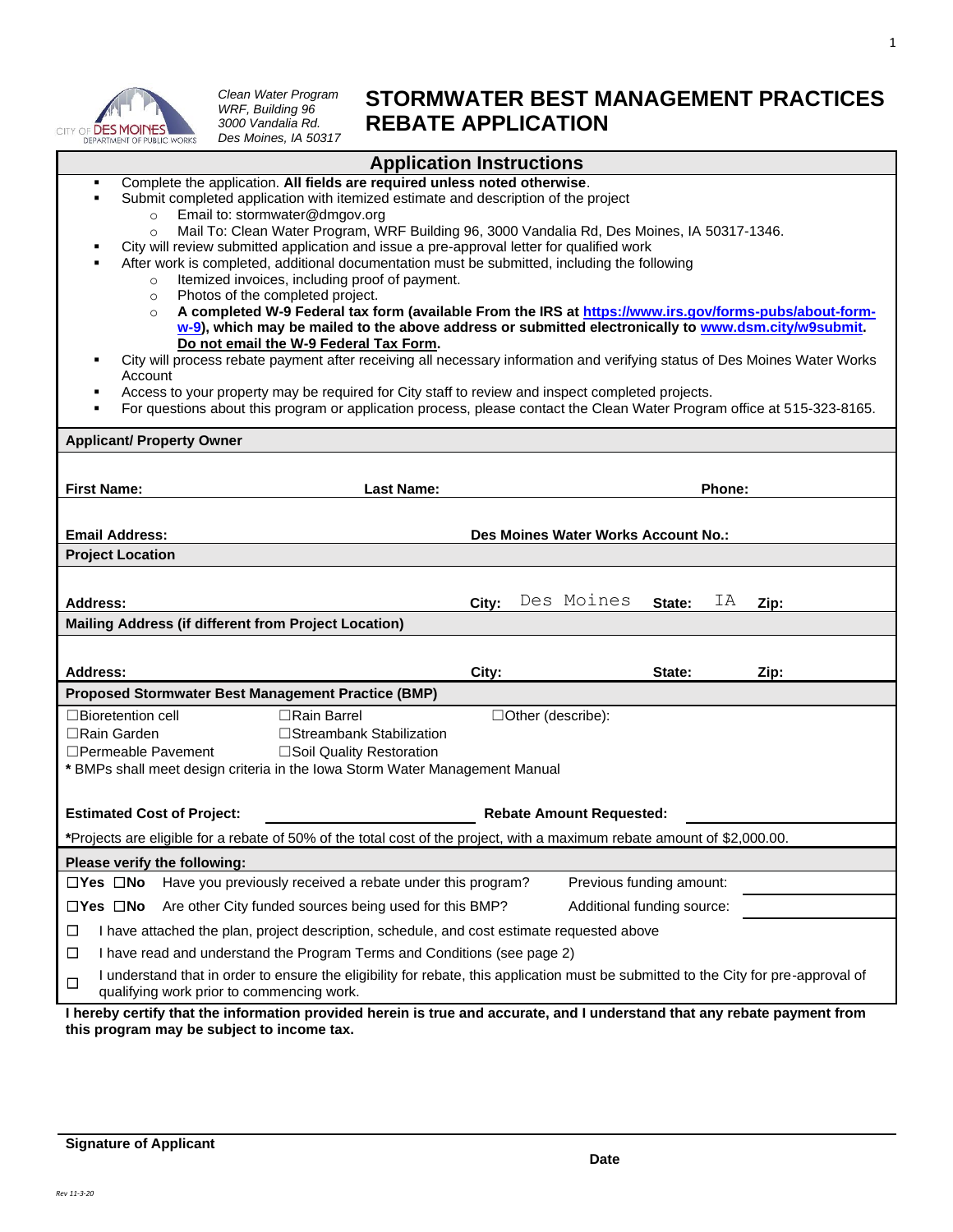CITY OF DES MOINES DEPARTMENT OF PUBLIC WORKS

*Clean Water Program*
*WRF, Building 96*
*3000 Vandalia Rd.*
*Des Moines, IA 50317*

# STORMWATER BEST MANAGEMENT PRACTICES REBATE APPLICATION

## Application Instructions

- Complete the application. **All fields are required unless noted otherwise**.
- Submit completed application with itemized estimate and description of the project
  - Email to: stormwater@dmgov.org
  - Mail To: Clean Water Program, WRF Building 96, 3000 Vandalia Rd, Des Moines, IA 50317-1346.
- City will review submitted application and issue a pre-approval letter for qualified work
- After work is completed, additional documentation must be submitted, including the following
  - Itemized invoices, including proof of payment.
  - Photos of the completed project.
  - **A completed W-9 Federal tax form (available From the IRS at https://www.irs.gov/forms-pubs/about-form-w-9), which may be mailed to the above address or submitted electronically to www.dsm.city/w9submit. Do not email the W-9 Federal Tax Form.**
- City will process rebate payment after receiving all necessary information and verifying status of Des Moines Water Works Account
- Access to your property may be required for City staff to review and inspect completed projects.
- For questions about this program or application process, please contact the Clean Water Program office at 515-323-8165.

**Applicant/ Property Owner**

**First Name:** **Last Name:** **Phone:**

**Email Address:** **Des Moines Water Works Account No.:**

**Project Location**

**Address:** **City:** Des Moines **State:** IA **Zip:**

**Mailing Address (if different from Project Location)**

**Address:** **City:** **State:** **Zip:**

**Proposed Stormwater Best Management Practice (BMP)**

☐Bioretention cell ☐Rain Barrel ☐Other (describe):
☐Rain Garden ☐Streambank Stabilization
☐Permeable Pavement ☐Soil Quality Restoration

**\*** BMPs shall meet design criteria in the Iowa Storm Water Management Manual

**Estimated Cost of Project:** \_\_\_\_\_\_\_\_\_\_ **Rebate Amount Requested:** \_\_\_\_\_\_\_\_\_\_

**\***Projects are eligible for a rebate of 50% of the total cost of the project, with a maximum rebate amount of $2,000.00.

**Please verify the following:**

**☐Yes ☐No** Have you previously received a rebate under this program? Previous funding amount: \_\_\_\_\_\_\_\_\_\_

**☐Yes ☐No** Are other City funded sources being used for this BMP? Additional funding source: \_\_\_\_\_\_\_\_\_\_

☐ I have attached the plan, project description, schedule, and cost estimate requested above

☐ I have read and understand the Program Terms and Conditions (see page 2)

☐ I understand that in order to ensure the eligibility for rebate, this application must be submitted to the City for pre-approval of qualifying work prior to commencing work.

**I hereby certify that the information provided herein is true and accurate, and I understand that any rebate payment from this program may be subject to income tax.**

**Signature of Applicant** **Date**

*Rev 11-3-20*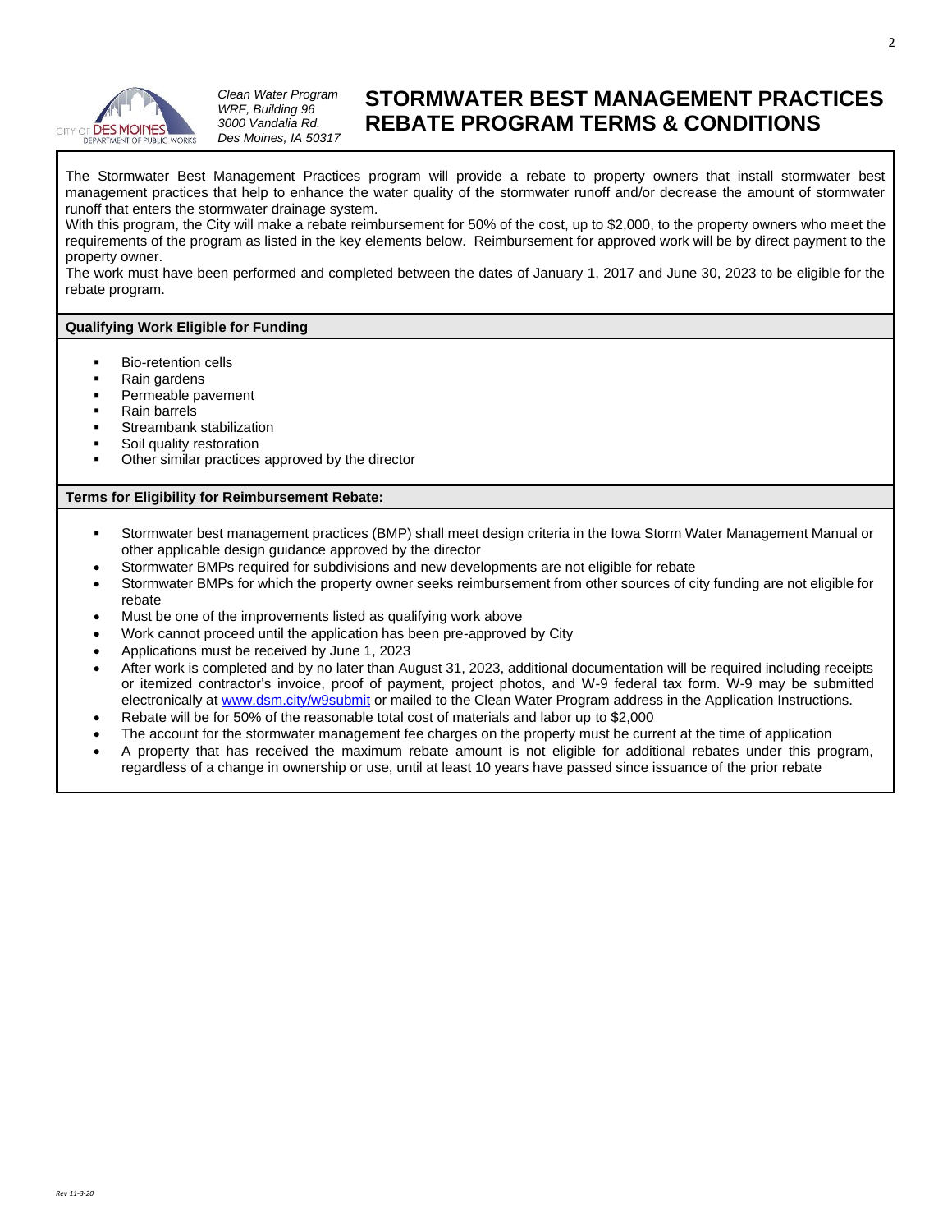*Clean Water Program*
*WRF, Building 96*
*3000 Vandalia Rd.*
*Des Moines, IA 50317*

# STORMWATER BEST MANAGEMENT PRACTICES REBATE PROGRAM TERMS & CONDITIONS

The Stormwater Best Management Practices program will provide a rebate to property owners that install stormwater best management practices that help to enhance the water quality of the stormwater runoff and/or decrease the amount of stormwater runoff that enters the stormwater drainage system.

With this program, the City will make a rebate reimbursement for 50% of the cost, up to $2,000, to the property owners who meet the requirements of the program as listed in the key elements below. Reimbursement for approved work will be by direct payment to the property owner.

The work must have been performed and completed between the dates of January 1, 2017 and June 30, 2023 to be eligible for the rebate program.

## Qualifying Work Eligible for Funding

- Bio-retention cells
- Rain gardens
- Permeable pavement
- Rain barrels
- Streambank stabilization
- Soil quality restoration
- Other similar practices approved by the director

## Terms for Eligibility for Reimbursement Rebate:

- Stormwater best management practices (BMP) shall meet design criteria in the Iowa Storm Water Management Manual or other applicable design guidance approved by the director
- Stormwater BMPs required for subdivisions and new developments are not eligible for rebate
- Stormwater BMPs for which the property owner seeks reimbursement from other sources of city funding are not eligible for rebate
- Must be one of the improvements listed as qualifying work above
- Work cannot proceed until the application has been pre-approved by City
- Applications must be received by June 1, 2023
- After work is completed and by no later than August 31, 2023, additional documentation will be required including receipts or itemized contractor's invoice, proof of payment, project photos, and W-9 federal tax form. W-9 may be submitted electronically at www.dsm.city/w9submit or mailed to the Clean Water Program address in the Application Instructions.
- Rebate will be for 50% of the reasonable total cost of materials and labor up to $2,000
- The account for the stormwater management fee charges on the property must be current at the time of application
- A property that has received the maximum rebate amount is not eligible for additional rebates under this program, regardless of a change in ownership or use, until at least 10 years have passed since issuance of the prior rebate

*Rev 11-3-20*